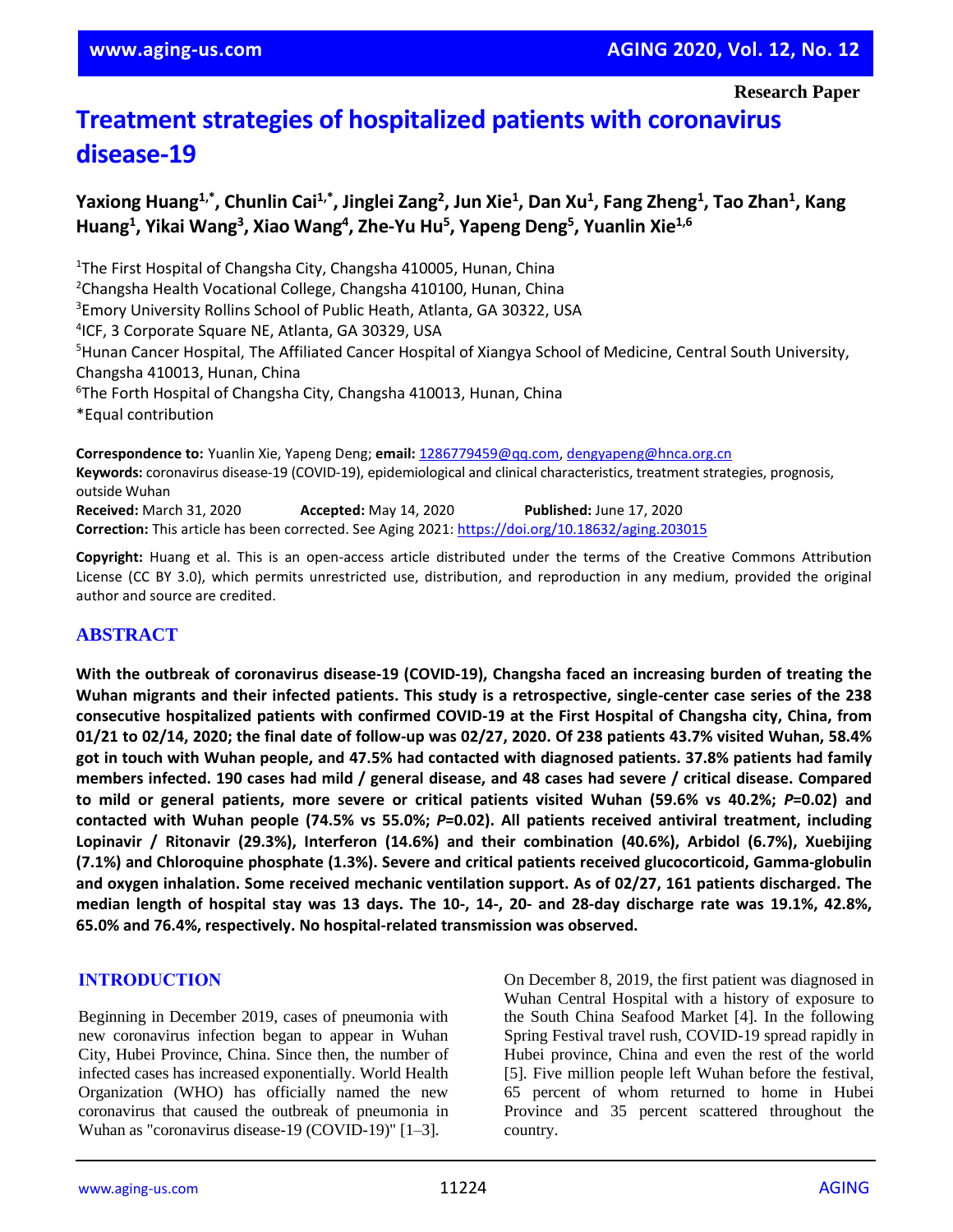Research Paper

# Treatment strategies of hospitalized patients with coronavirus disease-19

**Yaxiong Huang[1,*], Chunlin Cai[1,*], Jinglei Zang[2], Jun Xie[1], Dan Xu[1], Fang Zheng[1], Tao Zhan[1], Kang Huang[1], Yikai Wang[3], Xiao Wang[4], Zhe-Yu Hu[5], Yapeng Deng[5], Yuanlin Xie[1,6]**

[1]The First Hospital of Changsha City, Changsha 410005, Hunan, China
[2]Changsha Health Vocational College, Changsha 410100, Hunan, China
[3]Emory University Rollins School of Public Heath, Atlanta, GA 30322, USA
[4]ICF, 3 Corporate Square NE, Atlanta, GA 30329, USA
[5]Hunan Cancer Hospital, The Affiliated Cancer Hospital of Xiangya School of Medicine, Central South University, Changsha 410013, Hunan, China
[6]The Forth Hospital of Changsha City, Changsha 410013, Hunan, China
*Equal contribution

**Correspondence to:** Yuanlin Xie, Yapeng Deng; **email:** 1286779459@qq.com, dengyapeng@hnca.org.cn
**Keywords:** coronavirus disease-19 (COVID-19), epidemiological and clinical characteristics, treatment strategies, prognosis, outside Wuhan
**Received:** March 31, 2020 **Accepted:** May 14, 2020 **Published:** June 17, 2020
**Correction:** This article has been corrected. See Aging 2021: https://doi.org/10.18632/aging.203015

**Copyright:** Huang et al. This is an open-access article distributed under the terms of the Creative Commons Attribution License (CC BY 3.0), which permits unrestricted use, distribution, and reproduction in any medium, provided the original author and source are credited.

## ABSTRACT

**With the outbreak of coronavirus disease-19 (COVID-19), Changsha faced an increasing burden of treating the Wuhan migrants and their infected patients. This study is a retrospective, single-center case series of the 238 consecutive hospitalized patients with confirmed COVID-19 at the First Hospital of Changsha city, China, from 01/21 to 02/14, 2020; the final date of follow-up was 02/27, 2020. Of 238 patients 43.7% visited Wuhan, 58.4% got in touch with Wuhan people, and 47.5% had contacted with diagnosed patients. 37.8% patients had family members infected. 190 cases had mild / general disease, and 48 cases had severe / critical disease. Compared to mild or general patients, more severe or critical patients visited Wuhan (59.6% vs 40.2%; *P*=0.02) and contacted with Wuhan people (74.5% vs 55.0%; *P*=0.02). All patients received antiviral treatment, including Lopinavir / Ritonavir (29.3%), Interferon (14.6%) and their combination (40.6%), Arbidol (6.7%), Xuebijing (7.1%) and Chloroquine phosphate (1.3%). Severe and critical patients received glucocorticoid, Gamma-globulin and oxygen inhalation. Some received mechanic ventilation support. As of 02/27, 161 patients discharged. The median length of hospital stay was 13 days. The 10-, 14-, 20- and 28-day discharge rate was 19.1%, 42.8%, 65.0% and 76.4%, respectively. No hospital-related transmission was observed.**

## INTRODUCTION

Beginning in December 2019, cases of pneumonia with new coronavirus infection began to appear in Wuhan City, Hubei Province, China. Since then, the number of infected cases has increased exponentially. World Health Organization (WHO) has officially named the new coronavirus that caused the outbreak of pneumonia in Wuhan as "coronavirus disease-19 (COVID-19)" [1–3].

On December 8, 2019, the first patient was diagnosed in Wuhan Central Hospital with a history of exposure to the South China Seafood Market [4]. In the following Spring Festival travel rush, COVID-19 spread rapidly in Hubei province, China and even the rest of the world [5]. Five million people left Wuhan before the festival, 65 percent of whom returned to home in Hubei Province and 35 percent scattered throughout the country.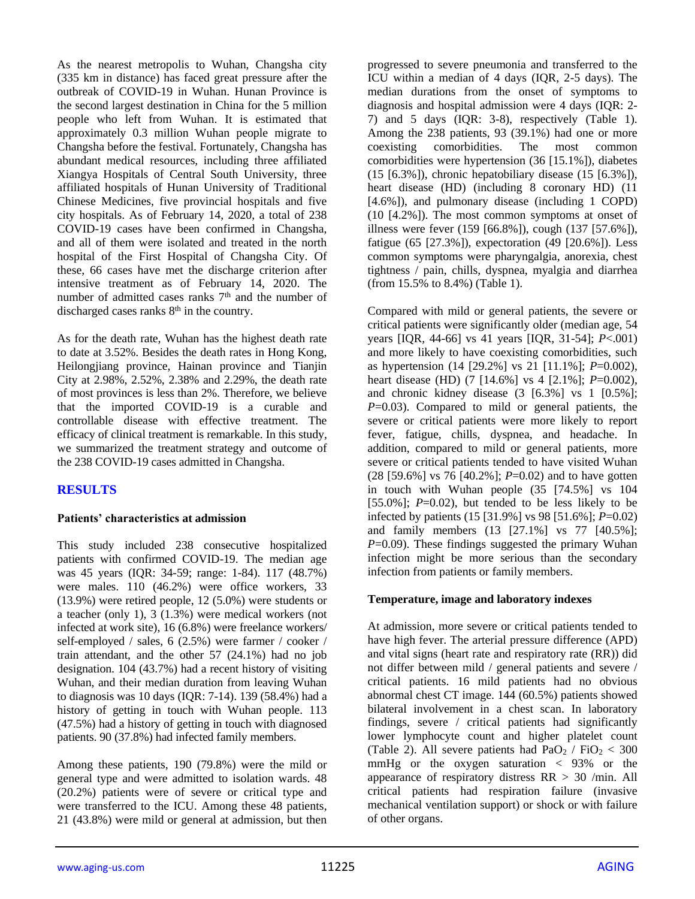As the nearest metropolis to Wuhan, Changsha city (335 km in distance) has faced great pressure after the outbreak of COVID-19 in Wuhan. Hunan Province is the second largest destination in China for the 5 million people who left from Wuhan. It is estimated that approximately 0.3 million Wuhan people migrate to Changsha before the festival. Fortunately, Changsha has abundant medical resources, including three affiliated Xiangya Hospitals of Central South University, three affiliated hospitals of Hunan University of Traditional Chinese Medicines, five provincial hospitals and five city hospitals. As of February 14, 2020, a total of 238 COVID-19 cases have been confirmed in Changsha, and all of them were isolated and treated in the north hospital of the First Hospital of Changsha City. Of these, 66 cases have met the discharge criterion after intensive treatment as of February 14, 2020. The number of admitted cases ranks 7th and the number of discharged cases ranks 8th in the country.

As for the death rate, Wuhan has the highest death rate to date at 3.52%. Besides the death rates in Hong Kong, Heilongjiang province, Hainan province and Tianjin City at 2.98%, 2.52%, 2.38% and 2.29%, the death rate of most provinces is less than 2%. Therefore, we believe that the imported COVID-19 is a curable and controllable disease with effective treatment. The efficacy of clinical treatment is remarkable. In this study, we summarized the treatment strategy and outcome of the 238 COVID-19 cases admitted in Changsha.

## RESULTS

### Patients' characteristics at admission

This study included 238 consecutive hospitalized patients with confirmed COVID-19. The median age was 45 years (IQR: 34-59; range: 1-84). 117 (48.7%) were males. 110 (46.2%) were office workers, 33 (13.9%) were retired people, 12 (5.0%) were students or a teacher (only 1), 3 (1.3%) were medical workers (not infected at work site), 16 (6.8%) were freelance workers/ self-employed / sales, 6 (2.5%) were farmer / cooker / train attendant, and the other 57 (24.1%) had no job designation. 104 (43.7%) had a recent history of visiting Wuhan, and their median duration from leaving Wuhan to diagnosis was 10 days (IQR: 7-14). 139 (58.4%) had a history of getting in touch with Wuhan people. 113 (47.5%) had a history of getting in touch with diagnosed patients. 90 (37.8%) had infected family members.

Among these patients, 190 (79.8%) were the mild or general type and were admitted to isolation wards. 48 (20.2%) patients were of severe or critical type and were transferred to the ICU. Among these 48 patients, 21 (43.8%) were mild or general at admission, but then progressed to severe pneumonia and transferred to the ICU within a median of 4 days (IQR, 2-5 days). The median durations from the onset of symptoms to diagnosis and hospital admission were 4 days (IQR: 2-7) and 5 days (IQR: 3-8), respectively (Table 1). Among the 238 patients, 93 (39.1%) had one or more coexisting comorbidities. The most common comorbidities were hypertension (36 [15.1%]), diabetes (15 [6.3%]), chronic hepatobiliary disease (15 [6.3%]), heart disease (HD) (including 8 coronary HD) (11 [4.6%]), and pulmonary disease (including 1 COPD) (10 [4.2%]). The most common symptoms at onset of illness were fever (159 [66.8%]), cough (137 [57.6%]), fatigue (65 [27.3%]), expectoration (49 [20.6%]). Less common symptoms were pharyngalgia, anorexia, chest tightness / pain, chills, dyspnea, myalgia and diarrhea (from 15.5% to 8.4%) (Table 1).

Compared with mild or general patients, the severe or critical patients were significantly older (median age, 54 years [IQR, 44-66] vs 41 years [IQR, 31-54]; *P*<.001) and more likely to have coexisting comorbidities, such as hypertension (14 [29.2%] vs 21 [11.1%]; *P*=0.002), heart disease (HD) (7 [14.6%] vs 4 [2.1%]; *P*=0.002), and chronic kidney disease (3 [6.3%] vs 1 [0.5%]; *P*=0.03). Compared to mild or general patients, the severe or critical patients were more likely to report fever, fatigue, chills, dyspnea, and headache. In addition, compared to mild or general patients, more severe or critical patients tended to have visited Wuhan (28 [59.6%] vs 76 [40.2%]; *P*=0.02) and to have gotten in touch with Wuhan people (35 [74.5%] vs 104 [55.0%]; *P*=0.02), but tended to be less likely to be infected by patients (15 [31.9%] vs 98 [51.6%]; *P*=0.02) and family members (13 [27.1%] vs 77 [40.5%]; *P*=0.09). These findings suggested the primary Wuhan infection might be more serious than the secondary infection from patients or family members.

### Temperature, image and laboratory indexes

At admission, more severe or critical patients tended to have high fever. The arterial pressure difference (APD) and vital signs (heart rate and respiratory rate (RR)) did not differ between mild / general patients and severe / critical patients. 16 mild patients had no obvious abnormal chest CT image. 144 (60.5%) patients showed bilateral involvement in a chest scan. In laboratory findings, severe / critical patients had significantly lower lymphocyte count and higher platelet count (Table 2). All severe patients had $PaO_2$ / $FiO_2$ < 300 mmHg or the oxygen saturation < 93% or the appearance of respiratory distress RR > 30 /min. All critical patients had respiration failure (invasive mechanical ventilation support) or shock or with failure of other organs.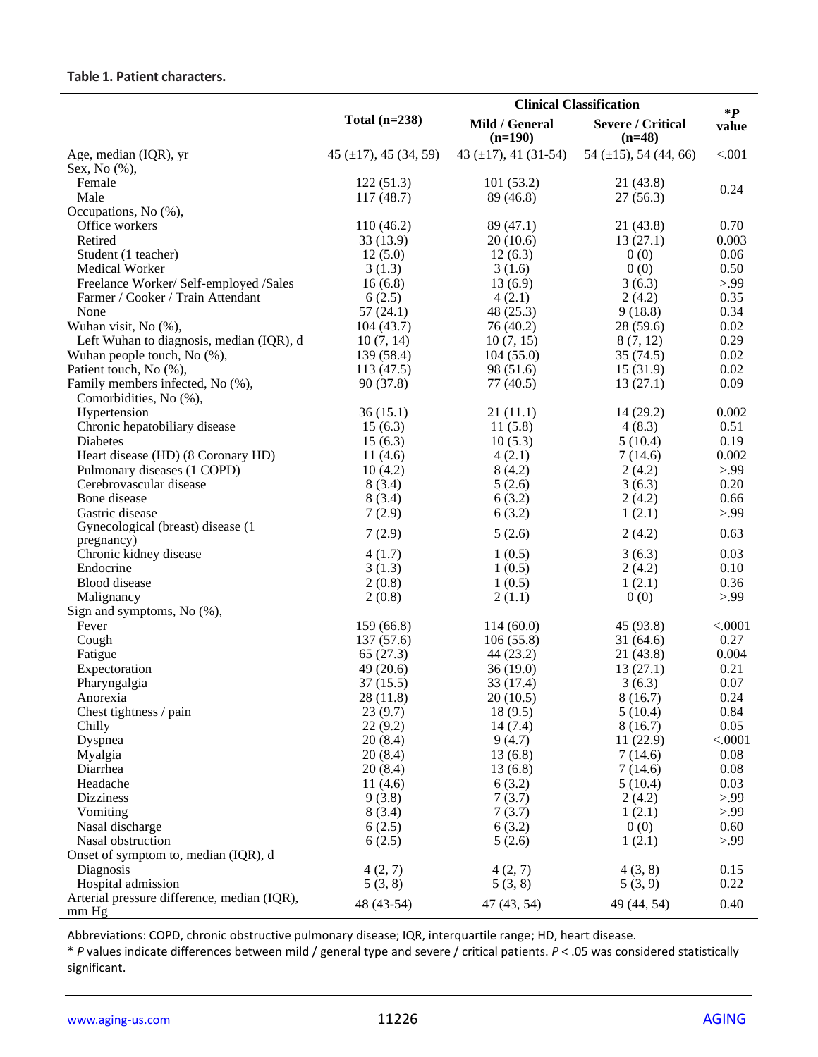**Table 1. Patient characters.**

| | Total (n=238) | Clinical Classification | | *P value |
|---|---|---|---|---|
| | | Mild / General (n=190) | Severe / Critical (n=48) | |
| Age, median (IQR), yr | 45 (±17), 45 (34, 59) | 43 (±17), 41 (31-54) | 54 (±15), 54 (44, 66) | <.001 |
| Sex, No (%), | | | | |
| Female | 122 (51.3) | 101 (53.2) | 21 (43.8) | 0.24 |
| Male | 117 (48.7) | 89 (46.8) | 27 (56.3) | |
| Occupations, No (%), | | | | |
| Office workers | 110 (46.2) | 89 (47.1) | 21 (43.8) | 0.70 |
| Retired | 33 (13.9) | 20 (10.6) | 13 (27.1) | 0.003 |
| Student (1 teacher) | 12 (5.0) | 12 (6.3) | 0 (0) | 0.06 |
| Medical Worker | 3 (1.3) | 3 (1.6) | 0 (0) | 0.50 |
| Freelance Worker/ Self-employed /Sales | 16 (6.8) | 13 (6.9) | 3 (6.3) | >.99 |
| Farmer / Cooker / Train Attendant | 6 (2.5) | 4 (2.1) | 2 (4.2) | 0.35 |
| None | 57 (24.1) | 48 (25.3) | 9 (18.8) | 0.34 |
| Wuhan visit, No (%), | 104 (43.7) | 76 (40.2) | 28 (59.6) | 0.02 |
| Left Wuhan to diagnosis, median (IQR), d | 10 (7, 14) | 10 (7, 15) | 8 (7, 12) | 0.29 |
| Wuhan people touch, No (%), | 139 (58.4) | 104 (55.0) | 35 (74.5) | 0.02 |
| Patient touch, No (%), | 113 (47.5) | 98 (51.6) | 15 (31.9) | 0.02 |
| Family members infected, No (%), | 90 (37.8) | 77 (40.5) | 13 (27.1) | 0.09 |
| Comorbidities, No (%), | | | | |
| Hypertension | 36 (15.1) | 21 (11.1) | 14 (29.2) | 0.002 |
| Chronic hepatobiliary disease | 15 (6.3) | 11 (5.8) | 4 (8.3) | 0.51 |
| Diabetes | 15 (6.3) | 10 (5.3) | 5 (10.4) | 0.19 |
| Heart disease (HD) (8 Coronary HD) | 11 (4.6) | 4 (2.1) | 7 (14.6) | 0.002 |
| Pulmonary diseases (1 COPD) | 10 (4.2) | 8 (4.2) | 2 (4.2) | >.99 |
| Cerebrovascular disease | 8 (3.4) | 5 (2.6) | 3 (6.3) | 0.20 |
| Bone disease | 8 (3.4) | 6 (3.2) | 2 (4.2) | 0.66 |
| Gastric disease | 7 (2.9) | 6 (3.2) | 1 (2.1) | >.99 |
| Gynecological (breast) disease (1 pregnancy) | 7 (2.9) | 5 (2.6) | 2 (4.2) | 0.63 |
| Chronic kidney disease | 4 (1.7) | 1 (0.5) | 3 (6.3) | 0.03 |
| Endocrine | 3 (1.3) | 1 (0.5) | 2 (4.2) | 0.10 |
| Blood disease | 2 (0.8) | 1 (0.5) | 1 (2.1) | 0.36 |
| Malignancy | 2 (0.8) | 2 (1.1) | 0 (0) | >.99 |
| Sign and symptoms, No (%), | | | | |
| Fever | 159 (66.8) | 114 (60.0) | 45 (93.8) | <.0001 |
| Cough | 137 (57.6) | 106 (55.8) | 31 (64.6) | 0.27 |
| Fatigue | 65 (27.3) | 44 (23.2) | 21 (43.8) | 0.004 |
| Expectoration | 49 (20.6) | 36 (19.0) | 13 (27.1) | 0.21 |
| Pharyngalgia | 37 (15.5) | 33 (17.4) | 3 (6.3) | 0.07 |
| Anorexia | 28 (11.8) | 20 (10.5) | 8 (16.7) | 0.24 |
| Chest tightness / pain | 23 (9.7) | 18 (9.5) | 5 (10.4) | 0.84 |
| Chilly | 22 (9.2) | 14 (7.4) | 8 (16.7) | 0.05 |
| Dyspnea | 20 (8.4) | 9 (4.7) | 11 (22.9) | <.0001 |
| Myalgia | 20 (8.4) | 13 (6.8) | 7 (14.6) | 0.08 |
| Diarrhea | 20 (8.4) | 13 (6.8) | 7 (14.6) | 0.08 |
| Headache | 11 (4.6) | 6 (3.2) | 5 (10.4) | 0.03 |
| Dizziness | 9 (3.8) | 7 (3.7) | 2 (4.2) | >.99 |
| Vomiting | 8 (3.4) | 7 (3.7) | 1 (2.1) | >.99 |
| Nasal discharge | 6 (2.5) | 6 (3.2) | 0 (0) | 0.60 |
| Nasal obstruction | 6 (2.5) | 5 (2.6) | 1 (2.1) | >.99 |
| Onset of symptom to, median (IQR), d | | | | |
| Diagnosis | 4 (2, 7) | 4 (2, 7) | 4 (3, 8) | 0.15 |
| Hospital admission | 5 (3, 8) | 5 (3, 8) | 5 (3, 9) | 0.22 |
| Arterial pressure difference, median (IQR), mm Hg | 48 (43-54) | 47 (43, 54) | 49 (44, 54) | 0.40 |

Abbreviations: COPD, chronic obstructive pulmonary disease; IQR, interquartile range; HD, heart disease.

\* *P* values indicate differences between mild / general type and severe / critical patients. $P < .05$ was considered statistically significant.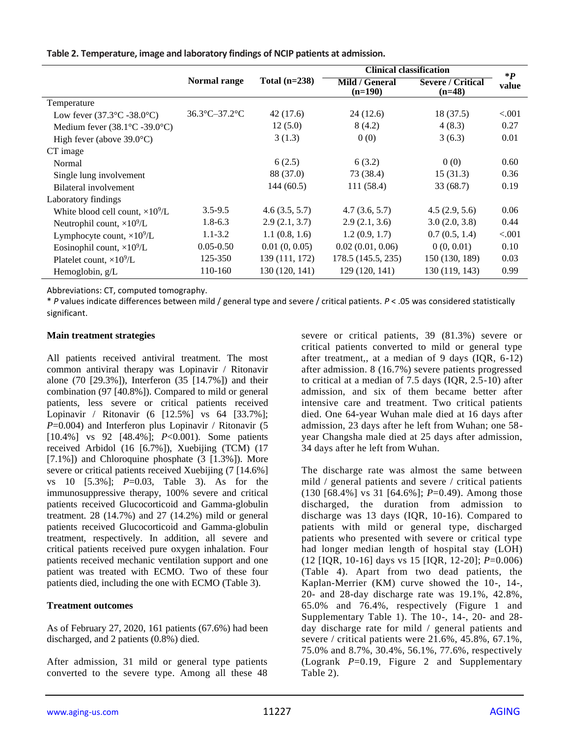**Table 2. Temperature, image and laboratory findings of NCIP patients at admission.**

| | Normal range | Total (n=238) | Clinical classification | | *P value |
|---|---|---|---|---|---|
| | | | Mild / General (n=190) | Severe / Critical (n=48) | |
| Temperature | | | | | |
| Low fever (37.3°C -38.0°C) | 36.3°C–37.2°C | 42 (17.6) | 24 (12.6) | 18 (37.5) | <.001 |
| Medium fever (38.1°C -39.0°C) | | 12 (5.0) | 8 (4.2) | 4 (8.3) | 0.27 |
| High fever (above 39.0°C) | | 3 (1.3) | 0 (0) | 3 (6.3) | 0.01 |
| CT image | | | | | |
| Normal | | 6 (2.5) | 6 (3.2) | 0 (0) | 0.60 |
| Single lung involvement | | 88 (37.0) | 73 (38.4) | 15 (31.3) | 0.36 |
| Bilateral involvement | | 144 (60.5) | 111 (58.4) | 33 (68.7) | 0.19 |
| Laboratory findings | | | | | |
| White blood cell count, $\times 10^9$/L | 3.5-9.5 | 4.6 (3.5, 5.7) | 4.7 (3.6, 5.7) | 4.5 (2.9, 5.6) | 0.06 |
| Neutrophil count, $\times 10^9$/L | 1.8-6.3 | 2.9 (2.1, 3.7) | 2.9 (2.1, 3.6) | 3.0 (2.0, 3.8) | 0.44 |
| Lymphocyte count, $\times 10^9$/L | 1.1-3.2 | 1.1 (0.8, 1.6) | 1.2 (0.9, 1.7) | 0.7 (0.5, 1.4) | <.001 |
| Eosinophil count, $\times 10^9$/L | 0.05-0.50 | 0.01 (0, 0.05) | 0.02 (0.01, 0.06) | 0 (0, 0.01) | 0.10 |
| Platelet count, $\times 10^9$/L | 125-350 | 139 (111, 172) | 178.5 (145.5, 235) | 150 (130, 189) | 0.03 |
| Hemoglobin, g/L | 110-160 | 130 (120, 141) | 129 (120, 141) | 130 (119, 143) | 0.99 |

Abbreviations: CT, computed tomography.

* *P* values indicate differences between mild / general type and severe / critical patients. *P* < .05 was considered statistically significant.

### Main treatment strategies

All patients received antiviral treatment. The most common antiviral therapy was Lopinavir / Ritonavir alone (70 [29.3%]), Interferon (35 [14.7%]) and their combination (97 [40.8%]). Compared to mild or general patients, less severe or critical patients received Lopinavir / Ritonavir (6 [12.5%] vs 64 [33.7%]; *P*=0.004) and Interferon plus Lopinavir / Ritonavir (5 [10.4%] vs 92 [48.4%]; *P*<0.001). Some patients received Arbidol (16 [6.7%]), Xuebijing (TCM) (17 [7.1%]) and Chloroquine phosphate (3 [1.3%]). More severe or critical patients received Xuebijing (7 [14.6%] vs 10 [5.3%]; *P*=0.03, Table 3). As for the immunosuppressive therapy, 100% severe and critical patients received Glucocorticoid and Gamma-globulin treatment. 28 (14.7%) and 27 (14.2%) mild or general patients received Glucocorticoid and Gamma-globulin treatment, respectively. In addition, all severe and critical patients received pure oxygen inhalation. Four patients received mechanic ventilation support and one patient was treated with ECMO. Two of these four patients died, including the one with ECMO (Table 3).

### Treatment outcomes

As of February 27, 2020, 161 patients (67.6%) had been discharged, and 2 patients (0.8%) died.

After admission, 31 mild or general type patients converted to the severe type. Among all these 48 severe or critical patients, 39 (81.3%) severe or critical patients converted to mild or general type after treatment,, at a median of 9 days (IQR, 6-12) after admission. 8 (16.7%) severe patients progressed to critical at a median of 7.5 days (IQR, 2.5-10) after admission, and six of them became better after intensive care and treatment. Two critical patients died. One 64-year Wuhan male died at 16 days after admission, 23 days after he left from Wuhan; one 58-year Changsha male died at 25 days after admission, 34 days after he left from Wuhan.

The discharge rate was almost the same between mild / general patients and severe / critical patients (130 [68.4%] vs 31 [64.6%]; *P*=0.49). Among those discharged, the duration from admission to discharge was 13 days (IQR, 10-16). Compared to patients with mild or general type, discharged patients who presented with severe or critical type had longer median length of hospital stay (LOH) (12 [IQR, 10-16] days vs 15 [IQR, 12-20]; *P*=0.006) (Table 4). Apart from two dead patients, the Kaplan-Merrier (KM) curve showed the 10-, 14-, 20- and 28-day discharge rate was 19.1%, 42.8%, 65.0% and 76.4%, respectively (Figure 1 and Supplementary Table 1). The 10-, 14-, 20- and 28-day discharge rate for mild / general patients and severe / critical patients were 21.6%, 45.8%, 67.1%, 75.0% and 8.7%, 30.4%, 56.1%, 77.6%, respectively (Logrank *P*=0.19, Figure 2 and Supplementary Table 2).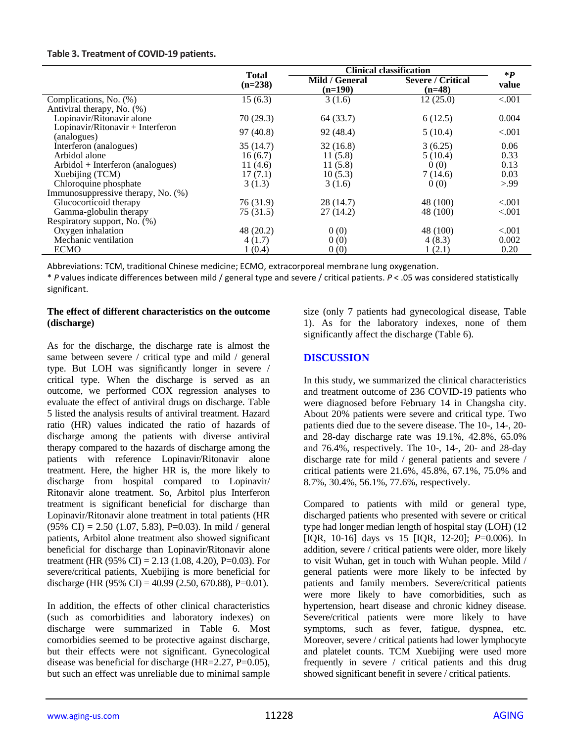**Table 3. Treatment of COVID-19 patients.**

| | Total (n=238) | Clinical classification | | *P value |
|---|---|---|---|---|
| | | Mild / General (n=190) | Severe / Critical (n=48) | |
| Complications, No. (%) | 15 (6.3) | 3 (1.6) | 12 (25.0) | <.001 |
| Antiviral therapy, No. (%) | | | | |
| Lopinavir/Ritonavir alone | 70 (29.3) | 64 (33.7) | 6 (12.5) | 0.004 |
| Lopinavir/Ritonavir + Interferon (analogues) | 97 (40.8) | 92 (48.4) | 5 (10.4) | <.001 |
| Interferon (analogues) | 35 (14.7) | 32 (16.8) | 3 (6.25) | 0.06 |
| Arbidol alone | 16 (6.7) | 11 (5.8) | 5 (10.4) | 0.33 |
| Arbidol + Interferon (analogues) | 11 (4.6) | 11 (5.8) | 0 (0) | 0.13 |
| Xuebijing (TCM) | 17 (7.1) | 10 (5.3) | 7 (14.6) | 0.03 |
| Chloroquine phosphate | 3 (1.3) | 3 (1.6) | 0 (0) | >.99 |
| Immunosuppressive therapy, No. (%) | | | | |
| Glucocorticoid therapy | 76 (31.9) | 28 (14.7) | 48 (100) | <.001 |
| Gamma-globulin therapy | 75 (31.5) | 27 (14.2) | 48 (100) | <.001 |
| Respiratory support, No. (%) | | | | |
| Oxygen inhalation | 48 (20.2) | 0 (0) | 48 (100) | <.001 |
| Mechanic ventilation | 4 (1.7) | 0 (0) | 4 (8.3) | 0.002 |
| ECMO | 1 (0.4) | 0 (0) | 1 (2.1) | 0.20 |

Abbreviations: TCM, traditional Chinese medicine; ECMO, extracorporeal membrane lung oxygenation.

\* *P* values indicate differences between mild / general type and severe / critical patients. *P* < .05 was considered statistically significant.

### The effect of different characteristics on the outcome (discharge)

As for the discharge, the discharge rate is almost the same between severe / critical type and mild / general type. But LOH was significantly longer in severe / critical type. When the discharge is served as an outcome, we performed COX regression analyses to evaluate the effect of antiviral drugs on discharge. Table 5 listed the analysis results of antiviral treatment. Hazard ratio (HR) values indicated the ratio of hazards of discharge among the patients with diverse antiviral therapy compared to the hazards of discharge among the patients with reference Lopinavir/Ritonavir alone treatment. Here, the higher HR is, the more likely to discharge from hospital compared to Lopinavir/ Ritonavir alone treatment. So, Arbitol plus Interferon treatment is significant beneficial for discharge than Lopinavir/Ritonavir alone treatment in total patients (HR (95% CI) = 2.50 (1.07, 5.83), P=0.03). In mild / general patients, Arbitol alone treatment also showed significant beneficial for discharge than Lopinavir/Ritonavir alone treatment (HR (95% CI) = 2.13 (1.08, 4.20), P=0.03). For severe/critical patients, Xuebijing is more beneficial for discharge (HR (95% CI) = 40.99 (2.50, 670.88), P=0.01).

In addition, the effects of other clinical characteristics (such as comorbidities and laboratory indexes) on discharge were summarized in Table 6. Most comorbidies seemed to be protective against discharge, but their effects were not significant. Gynecological disease was beneficial for discharge (HR=2.27, P=0.05), but such an effect was unreliable due to minimal sample size (only 7 patients had gynecological disease, Table 1). As for the laboratory indexes, none of them significantly affect the discharge (Table 6).

## DISCUSSION

In this study, we summarized the clinical characteristics and treatment outcome of 236 COVID-19 patients who were diagnosed before February 14 in Changsha city. About 20% patients were severe and critical type. Two patients died due to the severe disease. The 10-, 14-, 20- and 28-day discharge rate was 19.1%, 42.8%, 65.0% and 76.4%, respectively. The 10-, 14-, 20- and 28-day discharge rate for mild / general patients and severe / critical patients were 21.6%, 45.8%, 67.1%, 75.0% and 8.7%, 30.4%, 56.1%, 77.6%, respectively.

Compared to patients with mild or general type, discharged patients who presented with severe or critical type had longer median length of hospital stay (LOH) (12 [IQR, 10-16] days vs 15 [IQR, 12-20]; *P*=0.006). In addition, severe / critical patients were older, more likely to visit Wuhan, get in touch with Wuhan people. Mild / general patients were more likely to be infected by patients and family members. Severe/critical patients were more likely to have comorbidities, such as hypertension, heart disease and chronic kidney disease. Severe/critical patients were more likely to have symptoms, such as fever, fatigue, dyspnea, etc. Moreover, severe / critical patients had lower lymphocyte and platelet counts. TCM Xuebijing were used more frequently in severe / critical patients and this drug showed significant benefit in severe / critical patients.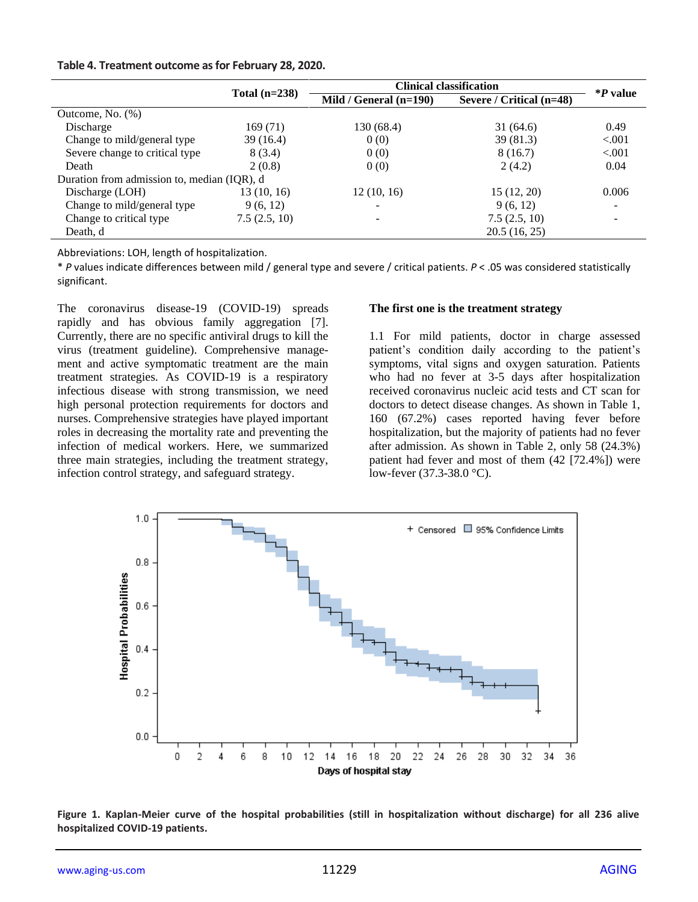**Table 4. Treatment outcome as for February 28, 2020.**

| | Total (n=238) | Clinical classification | | *$P$ value |
|---|---|---|---|---|
| | | Mild / General (n=190) | Severe / Critical (n=48) | |
| Outcome, No. (%) | | | | |
| Discharge | 169 (71) | 130 (68.4) | 31 (64.6) | 0.49 |
| Change to mild/general type | 39 (16.4) | 0 (0) | 39 (81.3) | <.001 |
| Severe change to critical type | 8 (3.4) | 0 (0) | 8 (16.7) | <.001 |
| Death | 2 (0.8) | 0 (0) | 2 (4.2) | 0.04 |
| Duration from admission to, median (IQR), d | | | | |
| Discharge (LOH) | 13 (10, 16) | 12 (10, 16) | 15 (12, 20) | 0.006 |
| Change to mild/general type | 9 (6, 12) | - | 9 (6, 12) | - |
| Change to critical type | 7.5 (2.5, 10) | - | 7.5 (2.5, 10) | - |
| Death, d | | | 20.5 (16, 25) | |

Abbreviations: LOH, length of hospitalization.

* $P$ values indicate differences between mild / general type and severe / critical patients. $P < .05$ was considered statistically significant.

The coronavirus disease-19 (COVID-19) spreads rapidly and has obvious family aggregation [7]. Currently, there are no specific antiviral drugs to kill the virus (treatment guideline). Comprehensive management and active symptomatic treatment are the main treatment strategies. As COVID-19 is a respiratory infectious disease with strong transmission, we need high personal protection requirements for doctors and nurses. Comprehensive strategies have played important roles in decreasing the mortality rate and preventing the infection of medical workers. Here, we summarized three main strategies, including the treatment strategy, infection control strategy, and safeguard strategy.

**The first one is the treatment strategy**

1.1 For mild patients, doctor in charge assessed patient's condition daily according to the patient's symptoms, vital signs and oxygen saturation. Patients who had no fever at 3-5 days after hospitalization received coronavirus nucleic acid tests and CT scan for doctors to detect disease changes. As shown in Table 1, 160 (67.2%) cases reported having fever before hospitalization, but the majority of patients had no fever after admission. As shown in Table 2, only 58 (24.3%) patient had fever and most of them (42 [72.4%]) were low-fever (37.3-38.0 °C).

**Figure 1. Kaplan-Meier curve of the hospital probabilities (still in hospitalization without discharge) for all 236 alive hospitalized COVID-19 patients.**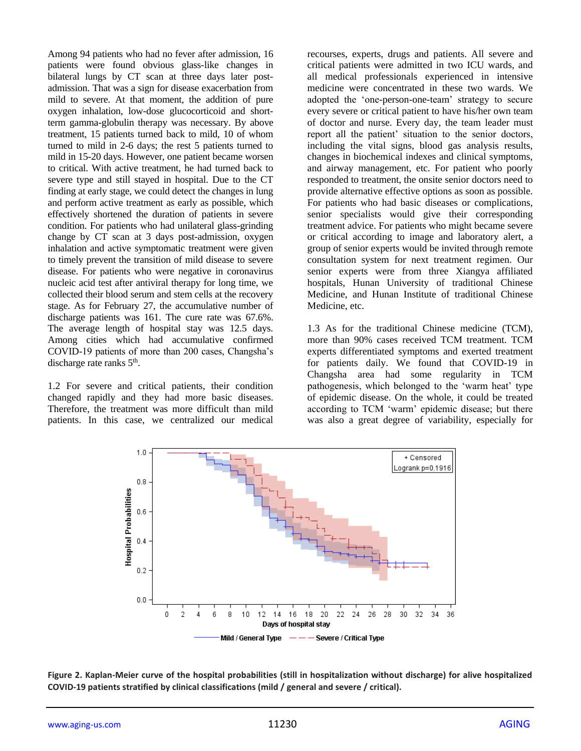Among 94 patients who had no fever after admission, 16 patients were found obvious glass-like changes in bilateral lungs by CT scan at three days later post-admission. That was a sign for disease exacerbation from mild to severe. At that moment, the addition of pure oxygen inhalation, low-dose glucocorticoid and short-term gamma-globulin therapy was necessary. By above treatment, 15 patients turned back to mild, 10 of whom turned to mild in 2-6 days; the rest 5 patients turned to mild in 15-20 days. However, one patient became worsen to critical. With active treatment, he had turned back to severe type and still stayed in hospital. Due to the CT finding at early stage, we could detect the changes in lung and perform active treatment as early as possible, which effectively shortened the duration of patients in severe condition. For patients who had unilateral glass-grinding change by CT scan at 3 days post-admission, oxygen inhalation and active symptomatic treatment were given to timely prevent the transition of mild disease to severe disease. For patients who were negative in coronavirus nucleic acid test after antiviral therapy for long time, we collected their blood serum and stem cells at the recovery stage. As for February 27, the accumulative number of discharge patients was 161. The cure rate was 67.6%. The average length of hospital stay was 12.5 days. Among cities which had accumulative confirmed COVID-19 patients of more than 200 cases, Changsha's discharge rate ranks 5th.

1.2 For severe and critical patients, their condition changed rapidly and they had more basic diseases. Therefore, the treatment was more difficult than mild patients. In this case, we centralized our medical recourses, experts, drugs and patients. All severe and critical patients were admitted in two ICU wards, and all medical professionals experienced in intensive medicine were concentrated in these two wards. We adopted the 'one-person-one-team' strategy to secure every severe or critical patient to have his/her own team of doctor and nurse. Every day, the team leader must report all the patient' situation to the senior doctors, including the vital signs, blood gas analysis results, changes in biochemical indexes and clinical symptoms, and airway management, etc. For patient who poorly responded to treatment, the onsite senior doctors need to provide alternative effective options as soon as possible. For patients who had basic diseases or complications, senior specialists would give their corresponding treatment advice. For patients who might became severe or critical according to image and laboratory alert, a group of senior experts would be invited through remote consultation system for next treatment regimen. Our senior experts were from three Xiangya affiliated hospitals, Hunan University of traditional Chinese Medicine, and Hunan Institute of traditional Chinese Medicine, etc.

1.3 As for the traditional Chinese medicine (TCM), more than 90% cases received TCM treatment. TCM experts differentiated symptoms and exerted treatment for patients daily. We found that COVID-19 in Changsha area had some regularity in TCM pathogenesis, which belonged to the 'warm heat' type of epidemic disease. On the whole, it could be treated according to TCM 'warm' epidemic disease; but there was also a great degree of variability, especially for

**Figure 2. Kaplan-Meier curve of the hospital probabilities (still in hospitalization without discharge) for alive hospitalized COVID-19 patients stratified by clinical classifications (mild / general and severe / critical).**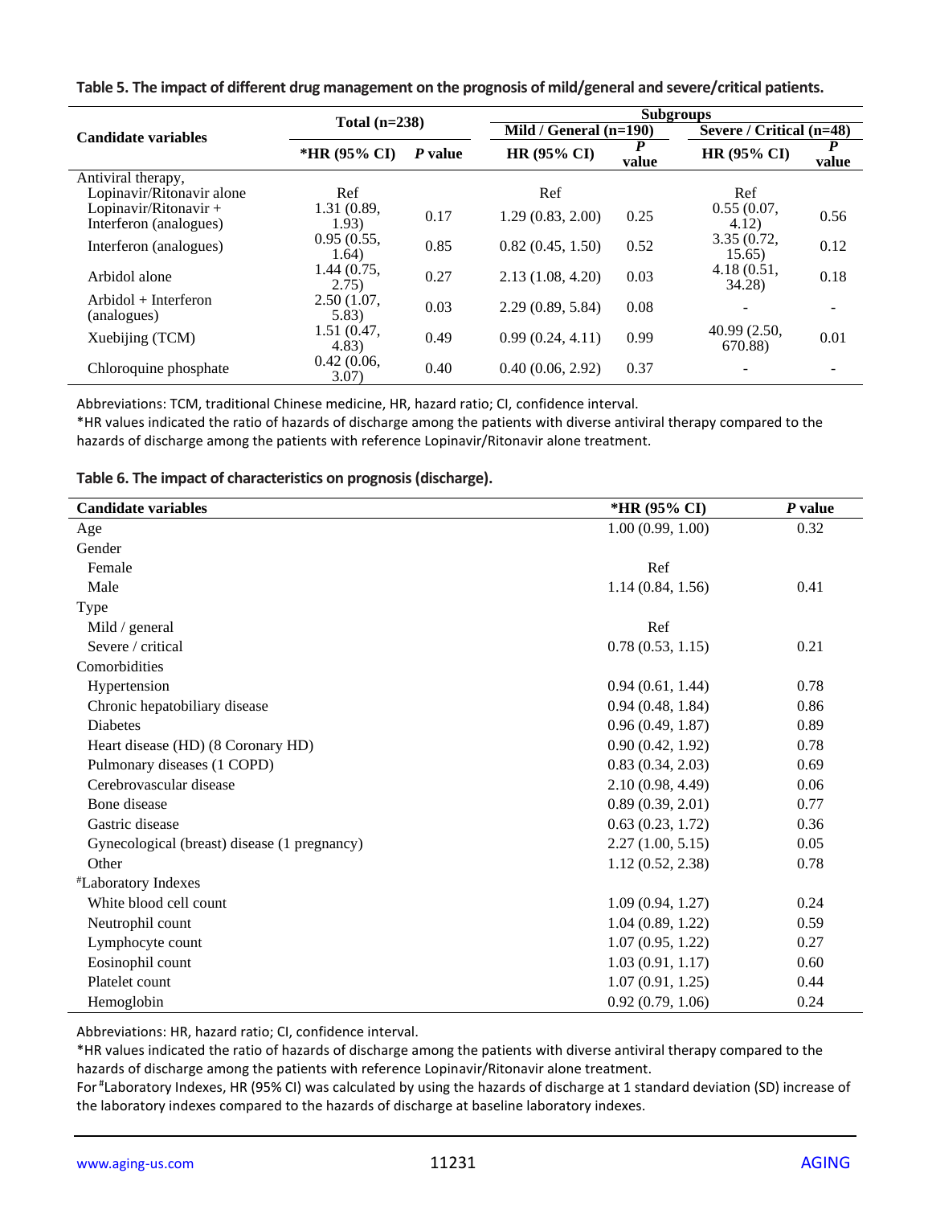**Table 5. The impact of different drug management on the prognosis of mild/general and severe/critical patients.**

| Candidate variables | Total (n=238) | | Subgroups | | | |
|---|---|---|---|---|---|---|
| | | | Mild / General (n=190) | | Severe / Critical (n=48) | |
| | *HR (95% CI) | *P* value | HR (95% CI) | *P* value | HR (95% CI) | *P* value |
| Antiviral therapy, | | | | | | |
| Lopinavir/Ritonavir alone | Ref | | Ref | | Ref | |
| Lopinavir/Ritonavir + Interferon (analogues) | 1.31 (0.89, 1.93) | 0.17 | 1.29 (0.83, 2.00) | 0.25 | 0.55 (0.07, 4.12) | 0.56 |
| Interferon (analogues) | 0.95 (0.55, 1.64) | 0.85 | 0.82 (0.45, 1.50) | 0.52 | 3.35 (0.72, 15.65) | 0.12 |
| Arbidol alone | 1.44 (0.75, 2.75) | 0.27 | 2.13 (1.08, 4.20) | 0.03 | 4.18 (0.51, 34.28) | 0.18 |
| Arbidol + Interferon (analogues) | 2.50 (1.07, 5.83) | 0.03 | 2.29 (0.89, 5.84) | 0.08 | - | - |
| Xuebijing (TCM) | 1.51 (0.47, 4.83) | 0.49 | 0.99 (0.24, 4.11) | 0.99 | 40.99 (2.50, 670.88) | 0.01 |
| Chloroquine phosphate | 0.42 (0.06, 3.07) | 0.40 | 0.40 (0.06, 2.92) | 0.37 | - | - |

Abbreviations: TCM, traditional Chinese medicine, HR, hazard ratio; CI, confidence interval.
*HR values indicated the ratio of hazards of discharge among the patients with diverse antiviral therapy compared to the hazards of discharge among the patients with reference Lopinavir/Ritonavir alone treatment.

**Table 6. The impact of characteristics on prognosis (discharge).**

| Candidate variables | *HR (95% CI) | *P* value |
|---|---|---|
| Age | 1.00 (0.99, 1.00) | 0.32 |
| Gender | | |
| Female | Ref | |
| Male | 1.14 (0.84, 1.56) | 0.41 |
| Type | | |
| Mild / general | Ref | |
| Severe / critical | 0.78 (0.53, 1.15) | 0.21 |
| Comorbidities | | |
| Hypertension | 0.94 (0.61, 1.44) | 0.78 |
| Chronic hepatobiliary disease | 0.94 (0.48, 1.84) | 0.86 |
| Diabetes | 0.96 (0.49, 1.87) | 0.89 |
| Heart disease (HD) (8 Coronary HD) | 0.90 (0.42, 1.92) | 0.78 |
| Pulmonary diseases (1 COPD) | 0.83 (0.34, 2.03) | 0.69 |
| Cerebrovascular disease | 2.10 (0.98, 4.49) | 0.06 |
| Bone disease | 0.89 (0.39, 2.01) | 0.77 |
| Gastric disease | 0.63 (0.23, 1.72) | 0.36 |
| Gynecological (breast) disease (1 pregnancy) | 2.27 (1.00, 5.15) | 0.05 |
| Other | 1.12 (0.52, 2.38) | 0.78 |
| #Laboratory Indexes | | |
| White blood cell count | 1.09 (0.94, 1.27) | 0.24 |
| Neutrophil count | 1.04 (0.89, 1.22) | 0.59 |
| Lymphocyte count | 1.07 (0.95, 1.22) | 0.27 |
| Eosinophil count | 1.03 (0.91, 1.17) | 0.60 |
| Platelet count | 1.07 (0.91, 1.25) | 0.44 |
| Hemoglobin | 0.92 (0.79, 1.06) | 0.24 |

Abbreviations: HR, hazard ratio; CI, confidence interval.
*HR values indicated the ratio of hazards of discharge among the patients with diverse antiviral therapy compared to the hazards of discharge among the patients with reference Lopinavir/Ritonavir alone treatment.
For #Laboratory Indexes, HR (95% CI) was calculated by using the hazards of discharge at 1 standard deviation (SD) increase of the laboratory indexes compared to the hazards of discharge at baseline laboratory indexes.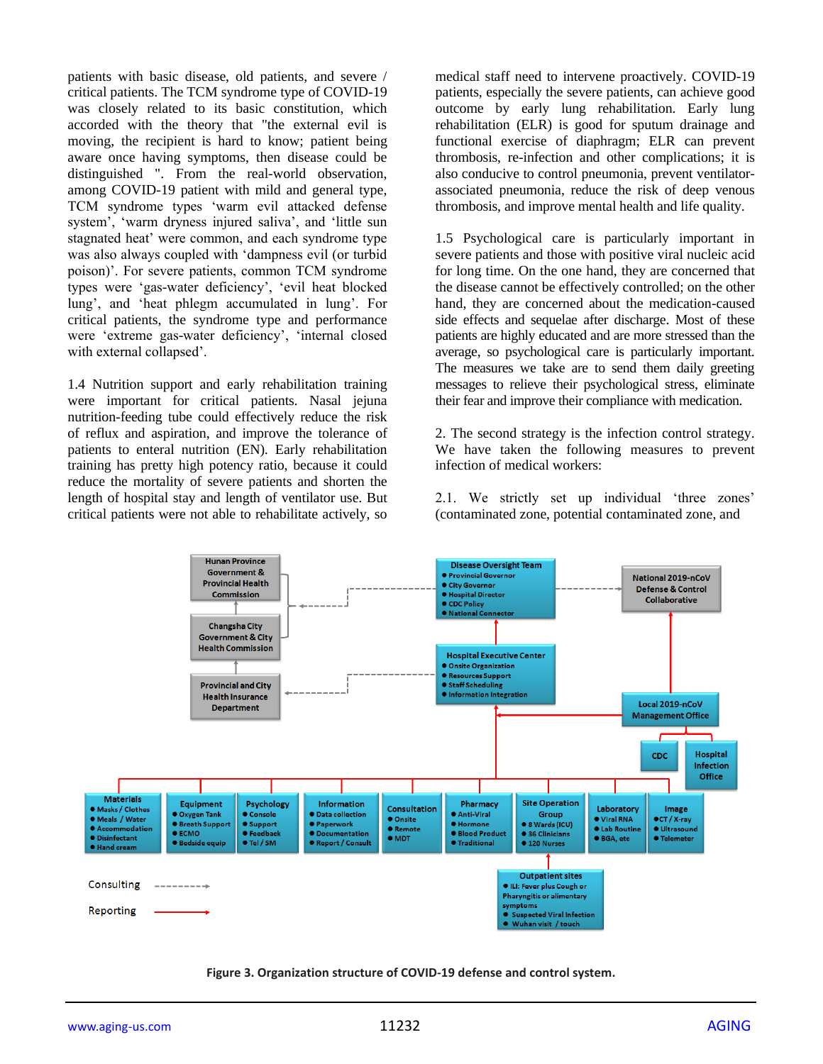patients with basic disease, old patients, and severe / critical patients. The TCM syndrome type of COVID-19 was closely related to its basic constitution, which accorded with the theory that "the external evil is moving, the recipient is hard to know; patient being aware once having symptoms, then disease could be distinguished ". From the real-world observation, among COVID-19 patient with mild and general type, TCM syndrome types 'warm evil attacked defense system', 'warm dryness injured saliva', and 'little sun stagnated heat' were common, and each syndrome type was also always coupled with 'dampness evil (or turbid poison)'. For severe patients, common TCM syndrome types were 'gas-water deficiency', 'evil heat blocked lung', and 'heat phlegm accumulated in lung'. For critical patients, the syndrome type and performance were 'extreme gas-water deficiency', 'internal closed with external collapsed'.

1.4 Nutrition support and early rehabilitation training were important for critical patients. Nasal jejuna nutrition-feeding tube could effectively reduce the risk of reflux and aspiration, and improve the tolerance of patients to enteral nutrition (EN). Early rehabilitation training has pretty high potency ratio, because it could reduce the mortality of severe patients and shorten the length of hospital stay and length of ventilator use. But critical patients were not able to rehabilitate actively, so medical staff need to intervene proactively. COVID-19 patients, especially the severe patients, can achieve good outcome by early lung rehabilitation. Early lung rehabilitation (ELR) is good for sputum drainage and functional exercise of diaphragm; ELR can prevent thrombosis, re-infection and other complications; it is also conducive to control pneumonia, prevent ventilator-associated pneumonia, reduce the risk of deep venous thrombosis, and improve mental health and life quality.

1.5 Psychological care is particularly important in severe patients and those with positive viral nucleic acid for long time. On the one hand, they are concerned that the disease cannot be effectively controlled; on the other hand, they are concerned about the medication-caused side effects and sequelae after discharge. Most of these patients are highly educated and are more stressed than the average, so psychological care is particularly important. The measures we take are to send them daily greeting messages to relieve their psychological stress, eliminate their fear and improve their compliance with medication.

2. The second strategy is the infection control strategy. We have taken the following measures to prevent infection of medical workers:

2.1. We strictly set up individual 'three zones' (contaminated zone, potential contaminated zone, and

**Figure 3. Organization structure of COVID-19 defense and control system.**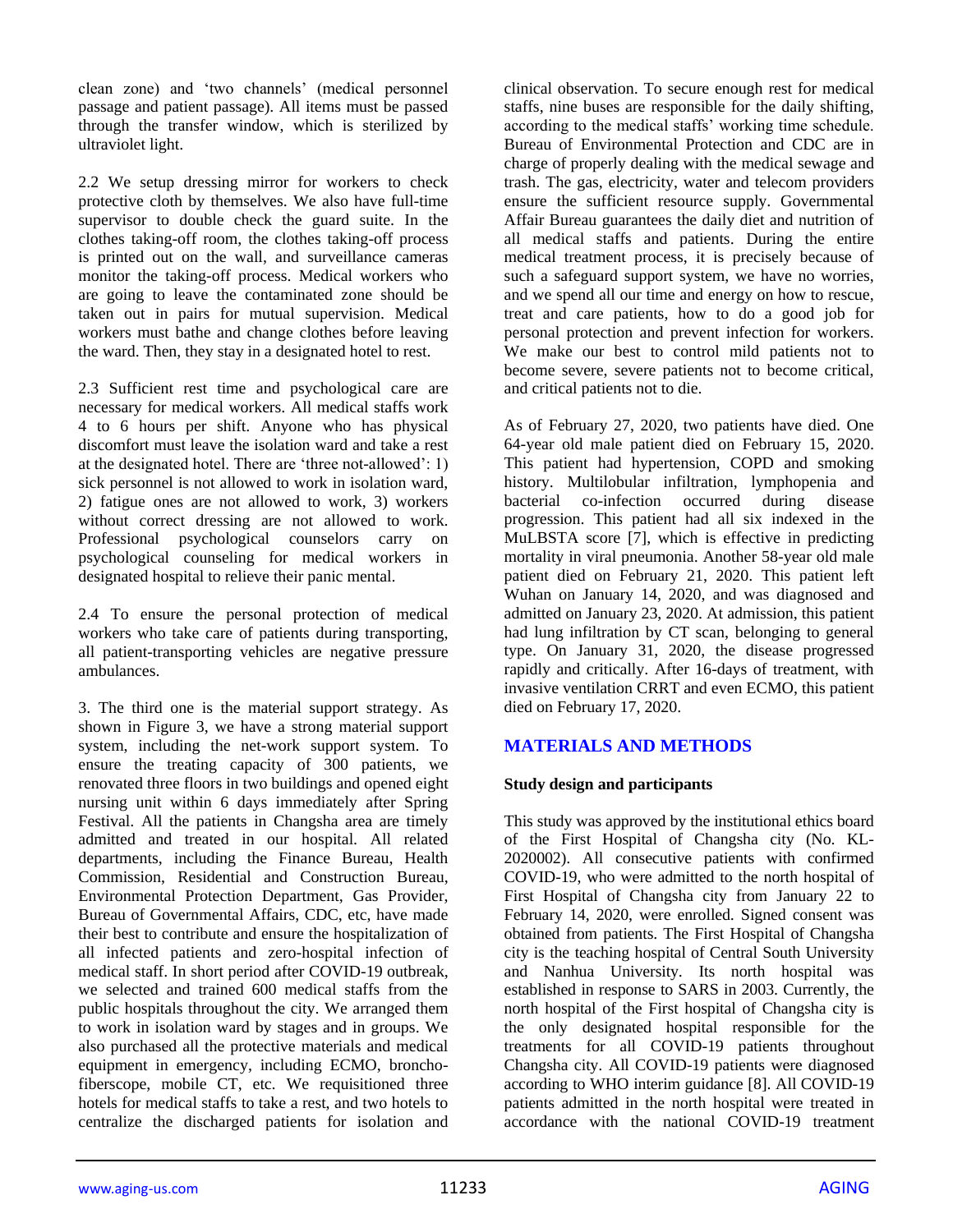clean zone) and 'two channels' (medical personnel passage and patient passage). All items must be passed through the transfer window, which is sterilized by ultraviolet light.

2.2 We setup dressing mirror for workers to check protective cloth by themselves. We also have full-time supervisor to double check the guard suite. In the clothes taking-off room, the clothes taking-off process is printed out on the wall, and surveillance cameras monitor the taking-off process. Medical workers who are going to leave the contaminated zone should be taken out in pairs for mutual supervision. Medical workers must bathe and change clothes before leaving the ward. Then, they stay in a designated hotel to rest.

2.3 Sufficient rest time and psychological care are necessary for medical workers. All medical staffs work 4 to 6 hours per shift. Anyone who has physical discomfort must leave the isolation ward and take a rest at the designated hotel. There are 'three not-allowed': 1) sick personnel is not allowed to work in isolation ward, 2) fatigue ones are not allowed to work, 3) workers without correct dressing are not allowed to work. Professional psychological counselors carry on psychological counseling for medical workers in designated hospital to relieve their panic mental.

2.4 To ensure the personal protection of medical workers who take care of patients during transporting, all patient-transporting vehicles are negative pressure ambulances.

3. The third one is the material support strategy. As shown in Figure 3, we have a strong material support system, including the net-work support system. To ensure the treating capacity of 300 patients, we renovated three floors in two buildings and opened eight nursing unit within 6 days immediately after Spring Festival. All the patients in Changsha area are timely admitted and treated in our hospital. All related departments, including the Finance Bureau, Health Commission, Residential and Construction Bureau, Environmental Protection Department, Gas Provider, Bureau of Governmental Affairs, CDC, etc, have made their best to contribute and ensure the hospitalization of all infected patients and zero-hospital infection of medical staff. In short period after COVID-19 outbreak, we selected and trained 600 medical staffs from the public hospitals throughout the city. We arranged them to work in isolation ward by stages and in groups. We also purchased all the protective materials and medical equipment in emergency, including ECMO, broncho-fiberscope, mobile CT, etc. We requisitioned three hotels for medical staffs to take a rest, and two hotels to centralize the discharged patients for isolation and clinical observation. To secure enough rest for medical staffs, nine buses are responsible for the daily shifting, according to the medical staffs' working time schedule. Bureau of Environmental Protection and CDC are in charge of properly dealing with the medical sewage and trash. The gas, electricity, water and telecom providers ensure the sufficient resource supply. Governmental Affair Bureau guarantees the daily diet and nutrition of all medical staffs and patients. During the entire medical treatment process, it is precisely because of such a safeguard support system, we have no worries, and we spend all our time and energy on how to rescue, treat and care patients, how to do a good job for personal protection and prevent infection for workers. We make our best to control mild patients not to become severe, severe patients not to become critical, and critical patients not to die.

As of February 27, 2020, two patients have died. One 64-year old male patient died on February 15, 2020. This patient had hypertension, COPD and smoking history. Multilobular infiltration, lymphopenia and bacterial co-infection occurred during disease progression. This patient had all six indexed in the MuLBSTA score [7], which is effective in predicting mortality in viral pneumonia. Another 58-year old male patient died on February 21, 2020. This patient left Wuhan on January 14, 2020, and was diagnosed and admitted on January 23, 2020. At admission, this patient had lung infiltration by CT scan, belonging to general type. On January 31, 2020, the disease progressed rapidly and critically. After 16-days of treatment, with invasive ventilation CRRT and even ECMO, this patient died on February 17, 2020.

## MATERIALS AND METHODS

### Study design and participants

This study was approved by the institutional ethics board of the First Hospital of Changsha city (No. KL-2020002). All consecutive patients with confirmed COVID-19, who were admitted to the north hospital of First Hospital of Changsha city from January 22 to February 14, 2020, were enrolled. Signed consent was obtained from patients. The First Hospital of Changsha city is the teaching hospital of Central South University and Nanhua University. Its north hospital was established in response to SARS in 2003. Currently, the north hospital of the First hospital of Changsha city is the only designated hospital responsible for the treatments for all COVID-19 patients throughout Changsha city. All COVID-19 patients were diagnosed according to WHO interim guidance [8]. All COVID-19 patients admitted in the north hospital were treated in accordance with the national COVID-19 treatment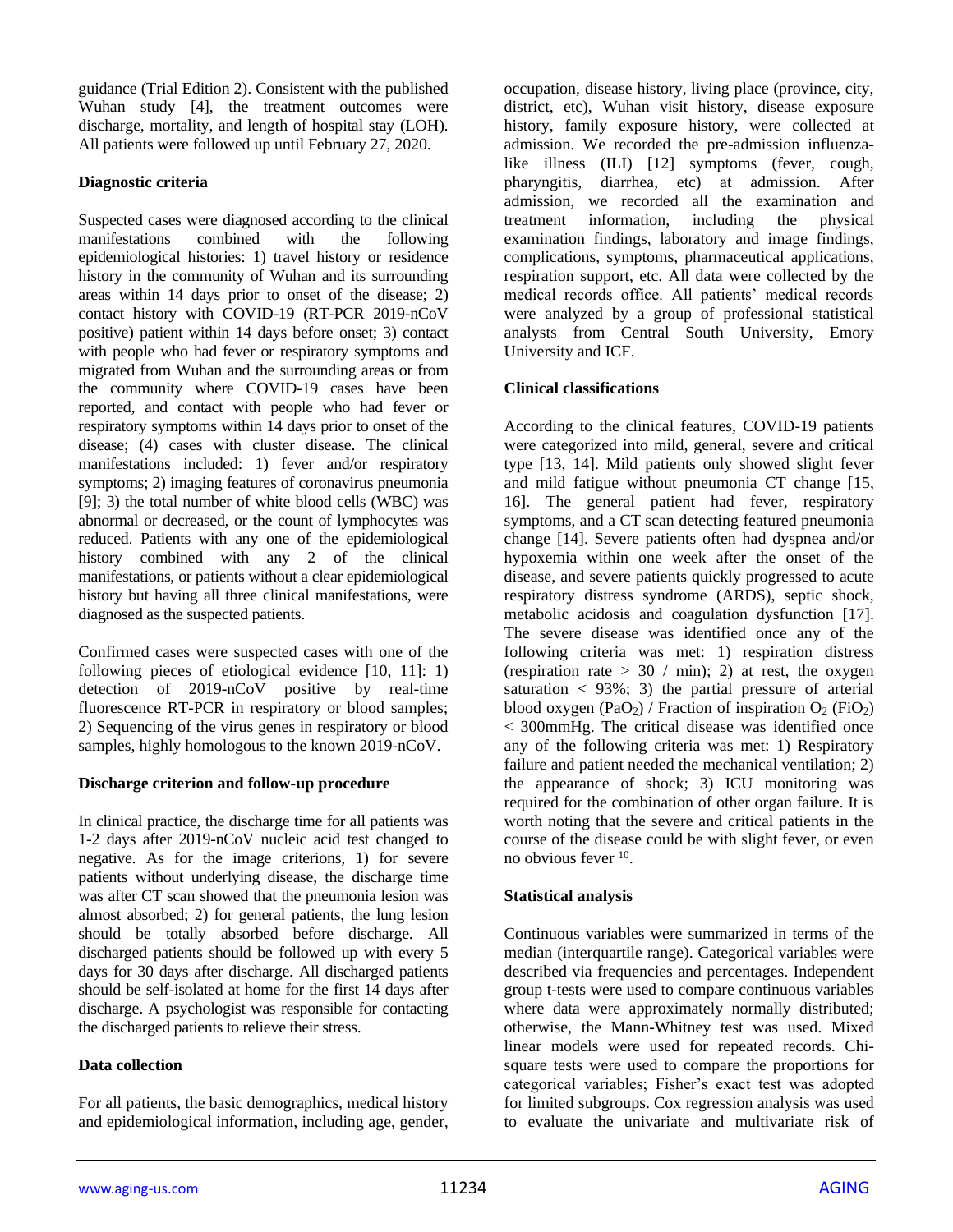guidance (Trial Edition 2). Consistent with the published Wuhan study [4], the treatment outcomes were discharge, mortality, and length of hospital stay (LOH). All patients were followed up until February 27, 2020.

**Diagnostic criteria**

Suspected cases were diagnosed according to the clinical manifestations combined with the following epidemiological histories: 1) travel history or residence history in the community of Wuhan and its surrounding areas within 14 days prior to onset of the disease; 2) contact history with COVID-19 (RT-PCR 2019-nCoV positive) patient within 14 days before onset; 3) contact with people who had fever or respiratory symptoms and migrated from Wuhan and the surrounding areas or from the community where COVID-19 cases have been reported, and contact with people who had fever or respiratory symptoms within 14 days prior to onset of the disease; (4) cases with cluster disease. The clinical manifestations included: 1) fever and/or respiratory symptoms; 2) imaging features of coronavirus pneumonia [9]; 3) the total number of white blood cells (WBC) was abnormal or decreased, or the count of lymphocytes was reduced. Patients with any one of the epidemiological history combined with any 2 of the clinical manifestations, or patients without a clear epidemiological history but having all three clinical manifestations, were diagnosed as the suspected patients.

Confirmed cases were suspected cases with one of the following pieces of etiological evidence [10, 11]: 1) detection of 2019-nCoV positive by real-time fluorescence RT-PCR in respiratory or blood samples; 2) Sequencing of the virus genes in respiratory or blood samples, highly homologous to the known 2019-nCoV.

**Discharge criterion and follow-up procedure**

In clinical practice, the discharge time for all patients was 1-2 days after 2019-nCoV nucleic acid test changed to negative. As for the image criterions, 1) for severe patients without underlying disease, the discharge time was after CT scan showed that the pneumonia lesion was almost absorbed; 2) for general patients, the lung lesion should be totally absorbed before discharge. All discharged patients should be followed up with every 5 days for 30 days after discharge. All discharged patients should be self-isolated at home for the first 14 days after discharge. A psychologist was responsible for contacting the discharged patients to relieve their stress.

**Data collection**

For all patients, the basic demographics, medical history and epidemiological information, including age, gender, occupation, disease history, living place (province, city, district, etc), Wuhan visit history, disease exposure history, family exposure history, were collected at admission. We recorded the pre-admission influenza-like illness (ILI) [12] symptoms (fever, cough, pharyngitis, diarrhea, etc) at admission. After admission, we recorded all the examination and treatment information, including the physical examination findings, laboratory and image findings, complications, symptoms, pharmaceutical applications, respiration support, etc. All data were collected by the medical records office. All patients' medical records were analyzed by a group of professional statistical analysts from Central South University, Emory University and ICF.

**Clinical classifications**

According to the clinical features, COVID-19 patients were categorized into mild, general, severe and critical type [13, 14]. Mild patients only showed slight fever and mild fatigue without pneumonia CT change [15, 16]. The general patient had fever, respiratory symptoms, and a CT scan detecting featured pneumonia change [14]. Severe patients often had dyspnea and/or hypoxemia within one week after the onset of the disease, and severe patients quickly progressed to acute respiratory distress syndrome (ARDS), septic shock, metabolic acidosis and coagulation dysfunction [17]. The severe disease was identified once any of the following criteria was met: 1) respiration distress (respiration rate > 30 / min); 2) at rest, the oxygen saturation < 93%; 3) the partial pressure of arterial blood oxygen ($PaO_2$) / Fraction of inspiration $O_2$ ($FiO_2$) < 300mmHg. The critical disease was identified once any of the following criteria was met: 1) Respiratory failure and patient needed the mechanical ventilation; 2) the appearance of shock; 3) ICU monitoring was required for the combination of other organ failure. It is worth noting that the severe and critical patients in the course of the disease could be with slight fever, or even no obvious fever [10].

**Statistical analysis**

Continuous variables were summarized in terms of the median (interquartile range). Categorical variables were described via frequencies and percentages. Independent group t-tests were used to compare continuous variables where data were approximately normally distributed; otherwise, the Mann-Whitney test was used. Mixed linear models were used for repeated records. Chi-square tests were used to compare the proportions for categorical variables; Fisher's exact test was adopted for limited subgroups. Cox regression analysis was used to evaluate the univariate and multivariate risk of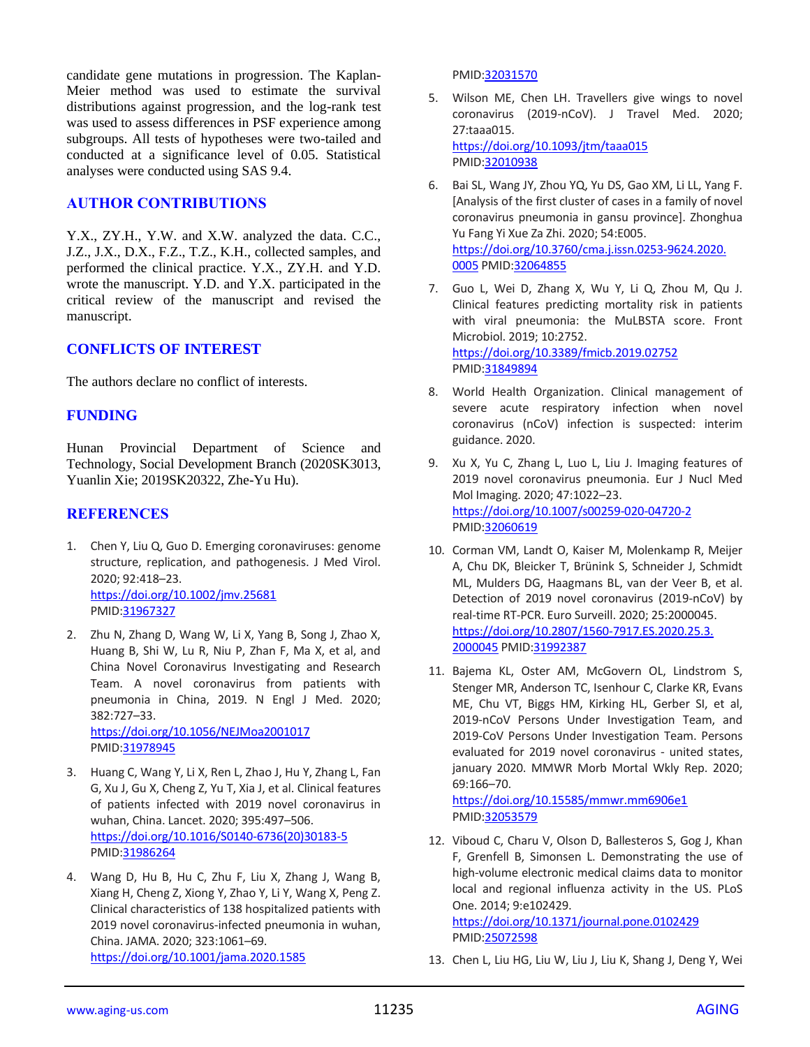candidate gene mutations in progression. The Kaplan-Meier method was used to estimate the survival distributions against progression, and the log-rank test was used to assess differences in PSF experience among subgroups. All tests of hypotheses were two-tailed and conducted at a significance level of 0.05. Statistical analyses were conducted using SAS 9.4.

## AUTHOR CONTRIBUTIONS

Y.X., ZY.H., Y.W. and X.W. analyzed the data. C.C., J.Z., J.X., D.X., F.Z., T.Z., K.H., collected samples, and performed the clinical practice. Y.X., ZY.H. and Y.D. wrote the manuscript. Y.D. and Y.X. participated in the critical review of the manuscript and revised the manuscript.

## CONFLICTS OF INTEREST

The authors declare no conflict of interests.

## FUNDING

Hunan Provincial Department of Science and Technology, Social Development Branch (2020SK3013, Yuanlin Xie; 2019SK20322, Zhe-Yu Hu).

## REFERENCES

1. Chen Y, Liu Q, Guo D. Emerging coronaviruses: genome structure, replication, and pathogenesis. J Med Virol. 2020; 92:418–23. https://doi.org/10.1002/jmv.25681 PMID:31967327

2. Zhu N, Zhang D, Wang W, Li X, Yang B, Song J, Zhao X, Huang B, Shi W, Lu R, Niu P, Zhan F, Ma X, et al, and China Novel Coronavirus Investigating and Research Team. A novel coronavirus from patients with pneumonia in China, 2019. N Engl J Med. 2020; 382:727–33. https://doi.org/10.1056/NEJMoa2001017 PMID:31978945

3. Huang C, Wang Y, Li X, Ren L, Zhao J, Hu Y, Zhang L, Fan G, Xu J, Gu X, Cheng Z, Yu T, Xia J, et al. Clinical features of patients infected with 2019 novel coronavirus in wuhan, China. Lancet. 2020; 395:497–506. https://doi.org/10.1016/S0140-6736(20)30183-5 PMID:31986264

4. Wang D, Hu B, Hu C, Zhu F, Liu X, Zhang J, Wang B, Xiang H, Cheng Z, Xiong Y, Zhao Y, Li Y, Wang X, Peng Z. Clinical characteristics of 138 hospitalized patients with 2019 novel coronavirus-infected pneumonia in wuhan, China. JAMA. 2020; 323:1061–69. https://doi.org/10.1001/jama.2020.1585 PMID:32031570

5. Wilson ME, Chen LH. Travellers give wings to novel coronavirus (2019-nCoV). J Travel Med. 2020; 27:taaa015. https://doi.org/10.1093/jtm/taaa015 PMID:32010938

6. Bai SL, Wang JY, Zhou YQ, Yu DS, Gao XM, Li LL, Yang F. [Analysis of the first cluster of cases in a family of novel coronavirus pneumonia in gansu province]. Zhonghua Yu Fang Yi Xue Za Zhi. 2020; 54:E005. https://doi.org/10.3760/cma.j.issn.0253-9624.2020.0005 PMID:32064855

7. Guo L, Wei D, Zhang X, Wu Y, Li Q, Zhou M, Qu J. Clinical features predicting mortality risk in patients with viral pneumonia: the MuLBSTA score. Front Microbiol. 2019; 10:2752. https://doi.org/10.3389/fmicb.2019.02752 PMID:31849894

8. World Health Organization. Clinical management of severe acute respiratory infection when novel coronavirus (nCoV) infection is suspected: interim guidance. 2020.

9. Xu X, Yu C, Zhang L, Luo L, Liu J. Imaging features of 2019 novel coronavirus pneumonia. Eur J Nucl Med Mol Imaging. 2020; 47:1022–23. https://doi.org/10.1007/s00259-020-04720-2 PMID:32060619

10. Corman VM, Landt O, Kaiser M, Molenkamp R, Meijer A, Chu DK, Bleicker T, Brünink S, Schneider J, Schmidt ML, Mulders DG, Haagmans BL, van der Veer B, et al. Detection of 2019 novel coronavirus (2019-nCoV) by real-time RT-PCR. Euro Surveill. 2020; 25:2000045. https://doi.org/10.2807/1560-7917.ES.2020.25.3.2000045 PMID:31992387

11. Bajema KL, Oster AM, McGovern OL, Lindstrom S, Stenger MR, Anderson TC, Isenhour C, Clarke KR, Evans ME, Chu VT, Biggs HM, Kirking HL, Gerber SI, et al, 2019-nCoV Persons Under Investigation Team, and 2019-CoV Persons Under Investigation Team. Persons evaluated for 2019 novel coronavirus - united states, january 2020. MMWR Morb Mortal Wkly Rep. 2020; 69:166–70. https://doi.org/10.15585/mmwr.mm6906e1 PMID:32053579

12. Viboud C, Charu V, Olson D, Ballesteros S, Gog J, Khan F, Grenfell B, Simonsen L. Demonstrating the use of high-volume electronic medical claims data to monitor local and regional influenza activity in the US. PLoS One. 2014; 9:e102429. https://doi.org/10.1371/journal.pone.0102429 PMID:25072598

13. Chen L, Liu HG, Liu W, Liu J, Liu K, Shang J, Deng Y, Wei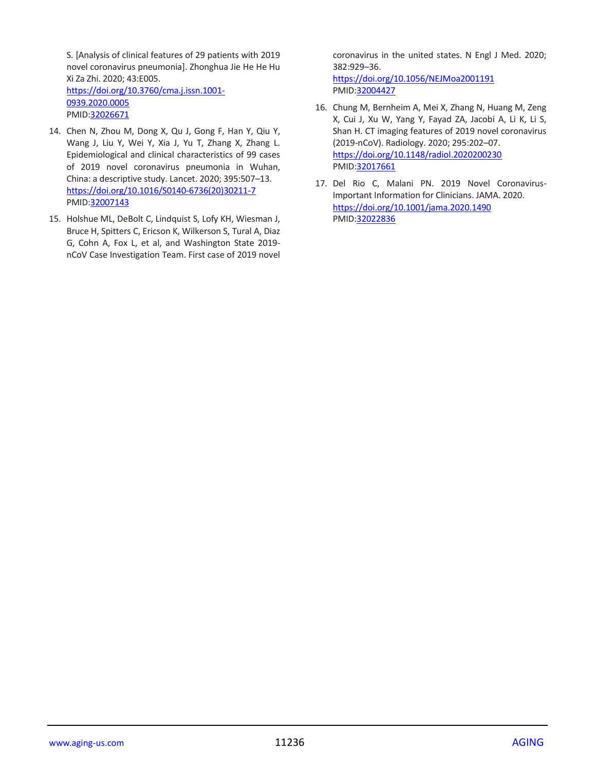S. [Analysis of clinical features of 29 patients with 2019 novel coronavirus pneumonia]. Zhonghua Jie He He Hu Xi Za Zhi. 2020; 43:E005. https://doi.org/10.3760/cma.j.issn.1001-0939.2020.0005 PMID:32026671

14. Chen N, Zhou M, Dong X, Qu J, Gong F, Han Y, Qiu Y, Wang J, Liu Y, Wei Y, Xia J, Yu T, Zhang X, Zhang L. Epidemiological and clinical characteristics of 99 cases of 2019 novel coronavirus pneumonia in Wuhan, China: a descriptive study. Lancet. 2020; 395:507–13. https://doi.org/10.1016/S0140-6736(20)30211-7 PMID:32007143

15. Holshue ML, DeBolt C, Lindquist S, Lofy KH, Wiesman J, Bruce H, Spitters C, Ericson K, Wilkerson S, Tural A, Diaz G, Cohn A, Fox L, et al, and Washington State 2019-nCoV Case Investigation Team. First case of 2019 novel coronavirus in the united states. N Engl J Med. 2020; 382:929–36. https://doi.org/10.1056/NEJMoa2001191 PMID:32004427

16. Chung M, Bernheim A, Mei X, Zhang N, Huang M, Zeng X, Cui J, Xu W, Yang Y, Fayad ZA, Jacobi A, Li K, Li S, Shan H. CT imaging features of 2019 novel coronavirus (2019-nCoV). Radiology. 2020; 295:202–07. https://doi.org/10.1148/radiol.2020200230 PMID:32017661

17. Del Rio C, Malani PN. 2019 Novel Coronavirus-Important Information for Clinicians. JAMA. 2020. https://doi.org/10.1001/jama.2020.1490 PMID:32022836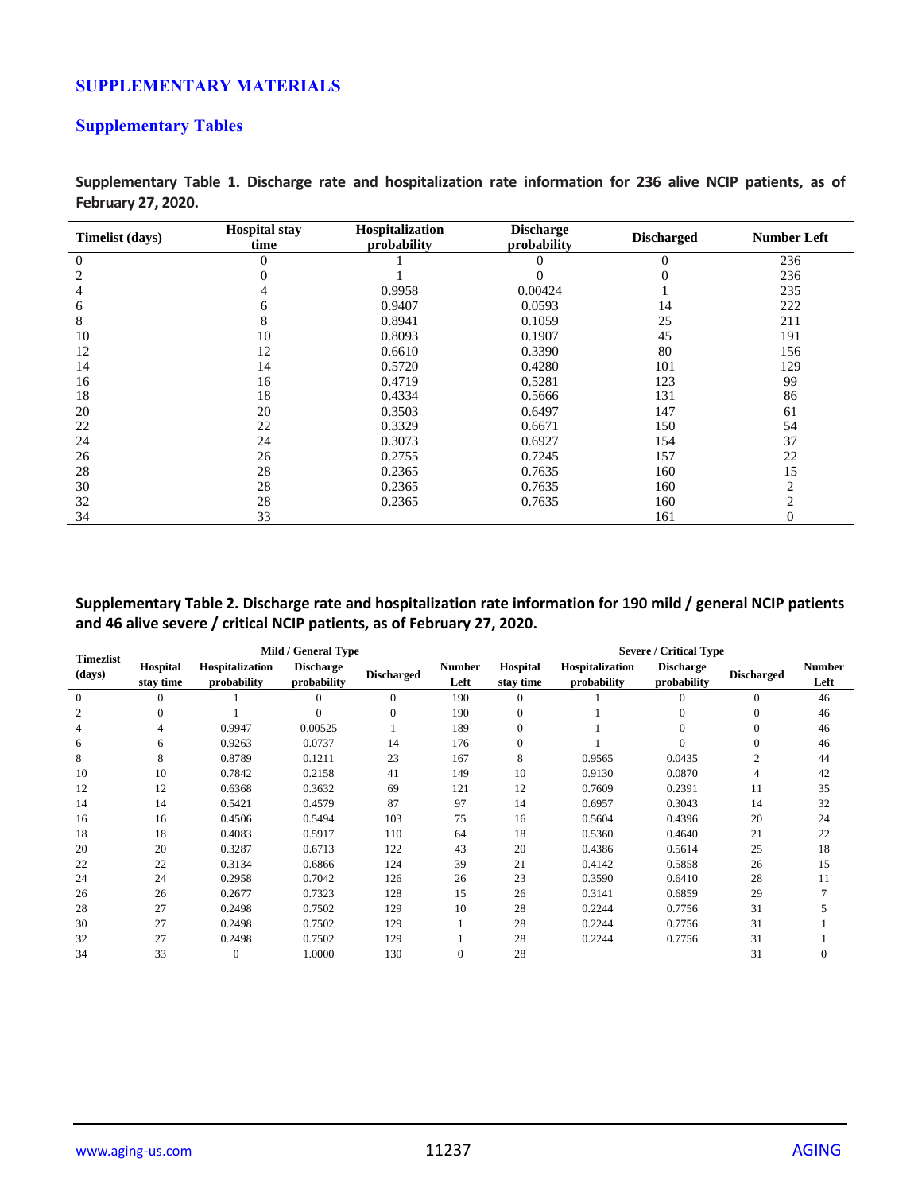## SUPPLEMENTARY MATERIALS

### Supplementary Tables

**Supplementary Table 1. Discharge rate and hospitalization rate information for 236 alive NCIP patients, as of February 27, 2020.**

| Timelist (days) | Hospital stay time | Hospitalization probability | Discharge probability | Discharged | Number Left |
|---|---|---|---|---|---|
| 0 | 0 | 1 | 0 | 0 | 236 |
| 2 | 0 | 1 | 0 | 0 | 236 |
| 4 | 4 | 0.9958 | 0.00424 | 1 | 235 |
| 6 | 6 | 0.9407 | 0.0593 | 14 | 222 |
| 8 | 8 | 0.8941 | 0.1059 | 25 | 211 |
| 10 | 10 | 0.8093 | 0.1907 | 45 | 191 |
| 12 | 12 | 0.6610 | 0.3390 | 80 | 156 |
| 14 | 14 | 0.5720 | 0.4280 | 101 | 129 |
| 16 | 16 | 0.4719 | 0.5281 | 123 | 99 |
| 18 | 18 | 0.4334 | 0.5666 | 131 | 86 |
| 20 | 20 | 0.3503 | 0.6497 | 147 | 61 |
| 22 | 22 | 0.3329 | 0.6671 | 150 | 54 |
| 24 | 24 | 0.3073 | 0.6927 | 154 | 37 |
| 26 | 26 | 0.2755 | 0.7245 | 157 | 22 |
| 28 | 28 | 0.2365 | 0.7635 | 160 | 15 |
| 30 | 28 | 0.2365 | 0.7635 | 160 | 2 |
| 32 | 28 | 0.2365 | 0.7635 | 160 | 2 |
| 34 | 33 | | | 161 | 0 |

**Supplementary Table 2. Discharge rate and hospitalization rate information for 190 mild / general NCIP patients and 46 alive severe / critical NCIP patients, as of February 27, 2020.**

| Timezlist (days) | Mild / General Type | | | | | Severe / Critical Type | | | | |
|---|---|---|---|---|---|---|---|---|---|---|
| | Hospital stay time | Hospitalization probability | Discharge probability | Discharged | Number Left | Hospital stay time | Hospitalization probability | Discharge probability | Discharged | Number Left |
| 0 | 0 | 1 | 0 | 0 | 190 | 0 | 1 | 0 | 0 | 46 |
| 2 | 0 | 1 | 0 | 0 | 190 | 0 | 1 | 0 | 0 | 46 |
| 4 | 4 | 0.9947 | 0.00525 | 1 | 189 | 0 | 1 | 0 | 0 | 46 |
| 6 | 6 | 0.9263 | 0.0737 | 14 | 176 | 0 | 1 | 0 | 0 | 46 |
| 8 | 8 | 0.8789 | 0.1211 | 23 | 167 | 8 | 0.9565 | 0.0435 | 2 | 44 |
| 10 | 10 | 0.7842 | 0.2158 | 41 | 149 | 10 | 0.9130 | 0.0870 | 4 | 42 |
| 12 | 12 | 0.6368 | 0.3632 | 69 | 121 | 12 | 0.7609 | 0.2391 | 11 | 35 |
| 14 | 14 | 0.5421 | 0.4579 | 87 | 97 | 14 | 0.6957 | 0.3043 | 14 | 32 |
| 16 | 16 | 0.4506 | 0.5494 | 103 | 75 | 16 | 0.5604 | 0.4396 | 20 | 24 |
| 18 | 18 | 0.4083 | 0.5917 | 110 | 64 | 18 | 0.5360 | 0.4640 | 21 | 22 |
| 20 | 20 | 0.3287 | 0.6713 | 122 | 43 | 20 | 0.4386 | 0.5614 | 25 | 18 |
| 22 | 22 | 0.3134 | 0.6866 | 124 | 39 | 21 | 0.4142 | 0.5858 | 26 | 15 |
| 24 | 24 | 0.2958 | 0.7042 | 126 | 26 | 23 | 0.3590 | 0.6410 | 28 | 11 |
| 26 | 26 | 0.2677 | 0.7323 | 128 | 15 | 26 | 0.3141 | 0.6859 | 29 | 7 |
| 28 | 27 | 0.2498 | 0.7502 | 129 | 10 | 28 | 0.2244 | 0.7756 | 31 | 5 |
| 30 | 27 | 0.2498 | 0.7502 | 129 | 1 | 28 | 0.2244 | 0.7756 | 31 | 1 |
| 32 | 27 | 0.2498 | 0.7502 | 129 | 1 | 28 | 0.2244 | 0.7756 | 31 | 1 |
| 34 | 33 | 0 | 1.0000 | 130 | 0 | 28 | | | 31 | 0 |